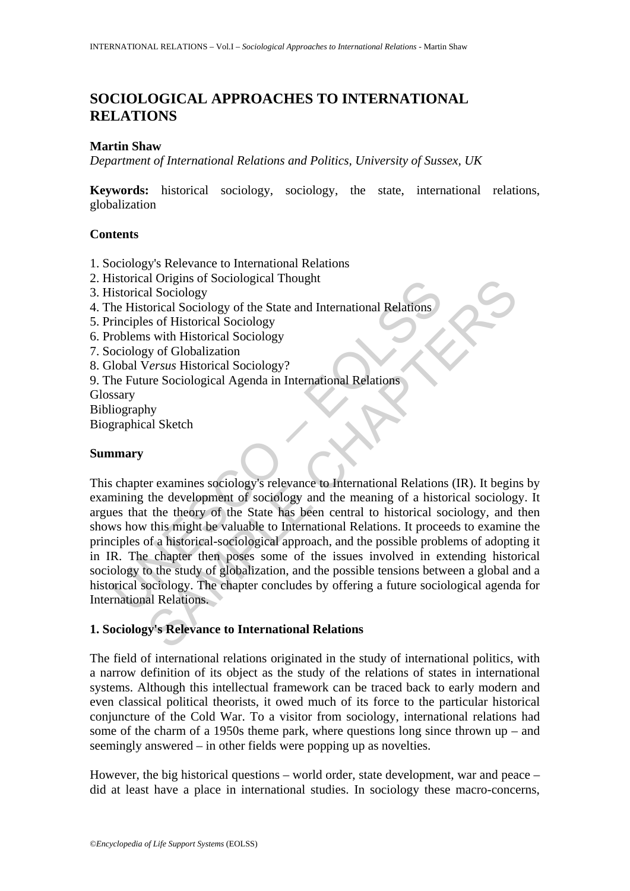# SOCIOLOGICAL APPROACHES TO INTERNATIONAL RELATIONS

**Martin Shaw**

*Department of International Relations and Politics, University of Sussex, UK*

**Keywords:** historical sociology, sociology, the state, international relations, globalization

## Contents

1. Sociology's Relevance to International Relations
2. Historical Origins of Sociological Thought
3. Historical Sociology
4. The Historical Sociology of the State and International Relations
5. Principles of Historical Sociology
6. Problems with Historical Sociology
7. Sociology of Globalization
8. Global V*ersus* Historical Sociology?
9. The Future Sociological Agenda in International Relations

Glossary
Bibliography
Biographical Sketch

## Summary

This chapter examines sociology's relevance to International Relations (IR). It begins by examining the development of sociology and the meaning of a historical sociology. It argues that the theory of the State has been central to historical sociology, and then shows how this might be valuable to International Relations. It proceeds to examine the principles of a historical-sociological approach, and the possible problems of adopting it in IR. The chapter then poses some of the issues involved in extending historical sociology to the study of globalization, and the possible tensions between a global and a historical sociology. The chapter concludes by offering a future sociological agenda for International Relations.

## 1. Sociology's Relevance to International Relations

The field of international relations originated in the study of international politics, with a narrow definition of its object as the study of the relations of states in international systems. Although this intellectual framework can be traced back to early modern and even classical political theorists, it owed much of its force to the particular historical conjuncture of the Cold War. To a visitor from sociology, international relations had some of the charm of a 1950s theme park, where questions long since thrown up – and seemingly answered – in other fields were popping up as novelties.

However, the big historical questions – world order, state development, war and peace – did at least have a place in international studies. In sociology these macro-concerns,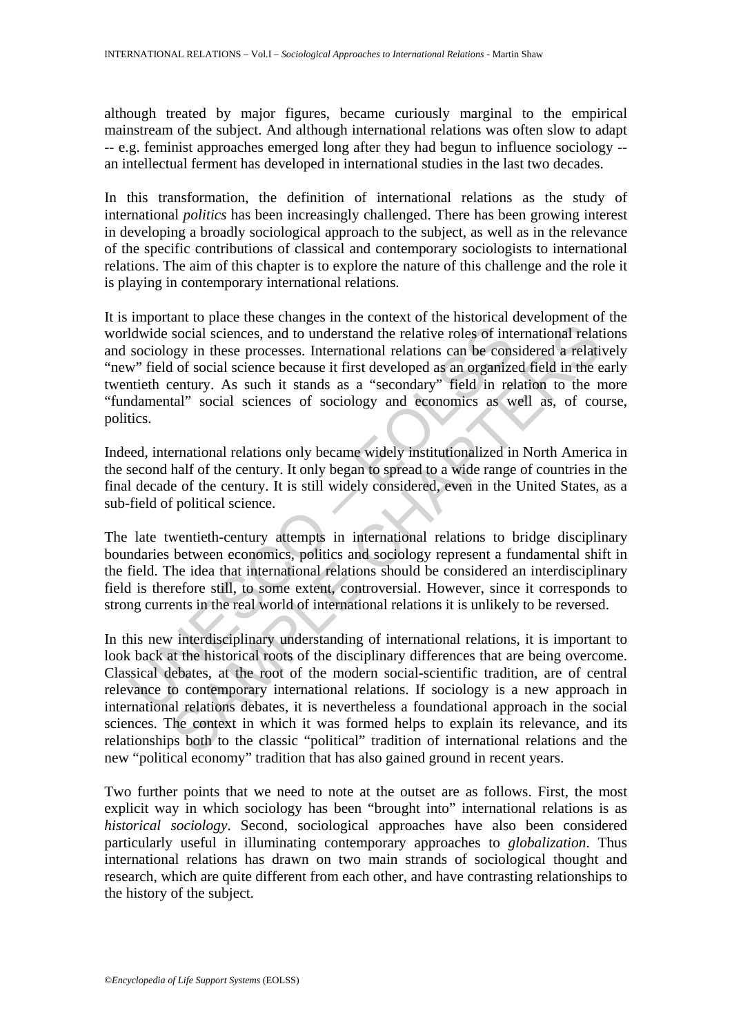although treated by major figures, became curiously marginal to the empirical mainstream of the subject. And although international relations was often slow to adapt -- e.g. feminist approaches emerged long after they had begun to influence sociology -- an intellectual ferment has developed in international studies in the last two decades.

In this transformation, the definition of international relations as the study of international *politics* has been increasingly challenged. There has been growing interest in developing a broadly sociological approach to the subject, as well as in the relevance of the specific contributions of classical and contemporary sociologists to international relations. The aim of this chapter is to explore the nature of this challenge and the role it is playing in contemporary international relations.

It is important to place these changes in the context of the historical development of the worldwide social sciences, and to understand the relative roles of international relations and sociology in these processes. International relations can be considered a relatively "new" field of social science because it first developed as an organized field in the early twentieth century. As such it stands as a "secondary" field in relation to the more "fundamental" social sciences of sociology and economics as well as, of course, politics.

Indeed, international relations only became widely institutionalized in North America in the second half of the century. It only began to spread to a wide range of countries in the final decade of the century. It is still widely considered, even in the United States, as a sub-field of political science.

The late twentieth-century attempts in international relations to bridge disciplinary boundaries between economics, politics and sociology represent a fundamental shift in the field. The idea that international relations should be considered an interdisciplinary field is therefore still, to some extent, controversial. However, since it corresponds to strong currents in the real world of international relations it is unlikely to be reversed.

In this new interdisciplinary understanding of international relations, it is important to look back at the historical roots of the disciplinary differences that are being overcome. Classical debates, at the root of the modern social-scientific tradition, are of central relevance to contemporary international relations. If sociology is a new approach in international relations debates, it is nevertheless a foundational approach in the social sciences. The context in which it was formed helps to explain its relevance, and its relationships both to the classic "political" tradition of international relations and the new "political economy" tradition that has also gained ground in recent years.

Two further points that we need to note at the outset are as follows. First, the most explicit way in which sociology has been "brought into" international relations is as *historical sociology*. Second, sociological approaches have also been considered particularly useful in illuminating contemporary approaches to *globalization*. Thus international relations has drawn on two main strands of sociological thought and research, which are quite different from each other, and have contrasting relationships to the history of the subject.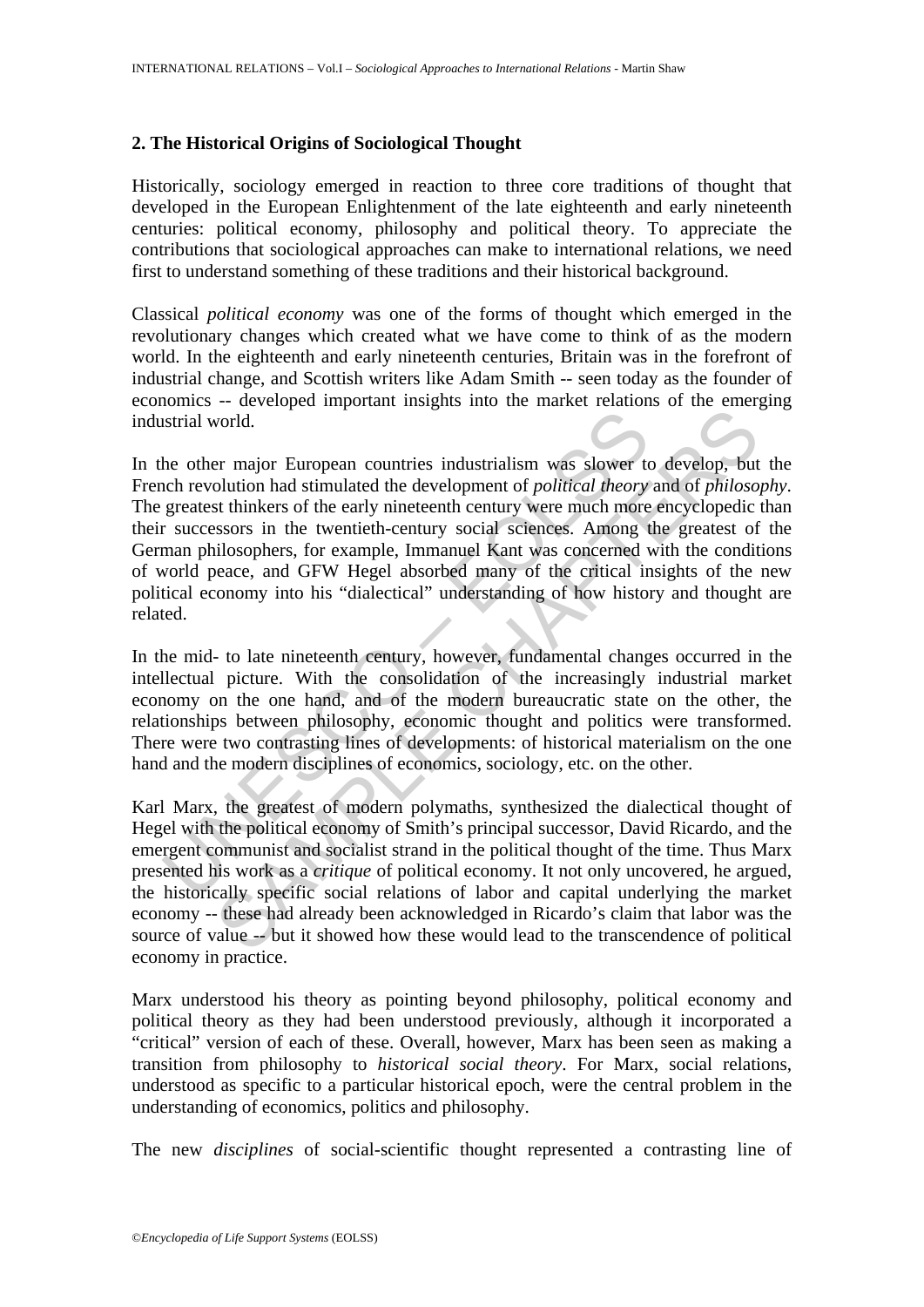## 2. The Historical Origins of Sociological Thought

Historically, sociology emerged in reaction to three core traditions of thought that developed in the European Enlightenment of the late eighteenth and early nineteenth centuries: political economy, philosophy and political theory. To appreciate the contributions that sociological approaches can make to international relations, we need first to understand something of these traditions and their historical background.

Classical *political economy* was one of the forms of thought which emerged in the revolutionary changes which created what we have come to think of as the modern world. In the eighteenth and early nineteenth centuries, Britain was in the forefront of industrial change, and Scottish writers like Adam Smith -- seen today as the founder of economics -- developed important insights into the market relations of the emerging industrial world.

In the other major European countries industrialism was slower to develop, but the French revolution had stimulated the development of *political theory* and of *philosophy*. The greatest thinkers of the early nineteenth century were much more encyclopedic than their successors in the twentieth-century social sciences. Among the greatest of the German philosophers, for example, Immanuel Kant was concerned with the conditions of world peace, and GFW Hegel absorbed many of the critical insights of the new political economy into his "dialectical" understanding of how history and thought are related.

In the mid- to late nineteenth century, however, fundamental changes occurred in the intellectual picture. With the consolidation of the increasingly industrial market economy on the one hand, and of the modern bureaucratic state on the other, the relationships between philosophy, economic thought and politics were transformed. There were two contrasting lines of developments: of historical materialism on the one hand and the modern disciplines of economics, sociology, etc. on the other.

Karl Marx, the greatest of modern polymaths, synthesized the dialectical thought of Hegel with the political economy of Smith's principal successor, David Ricardo, and the emergent communist and socialist strand in the political thought of the time. Thus Marx presented his work as a *critique* of political economy. It not only uncovered, he argued, the historically specific social relations of labor and capital underlying the market economy -- these had already been acknowledged in Ricardo's claim that labor was the source of value -- but it showed how these would lead to the transcendence of political economy in practice.

Marx understood his theory as pointing beyond philosophy, political economy and political theory as they had been understood previously, although it incorporated a "critical" version of each of these. Overall, however, Marx has been seen as making a transition from philosophy to *historical social theory*. For Marx, social relations, understood as specific to a particular historical epoch, were the central problem in the understanding of economics, politics and philosophy.

The new *disciplines* of social-scientific thought represented a contrasting line of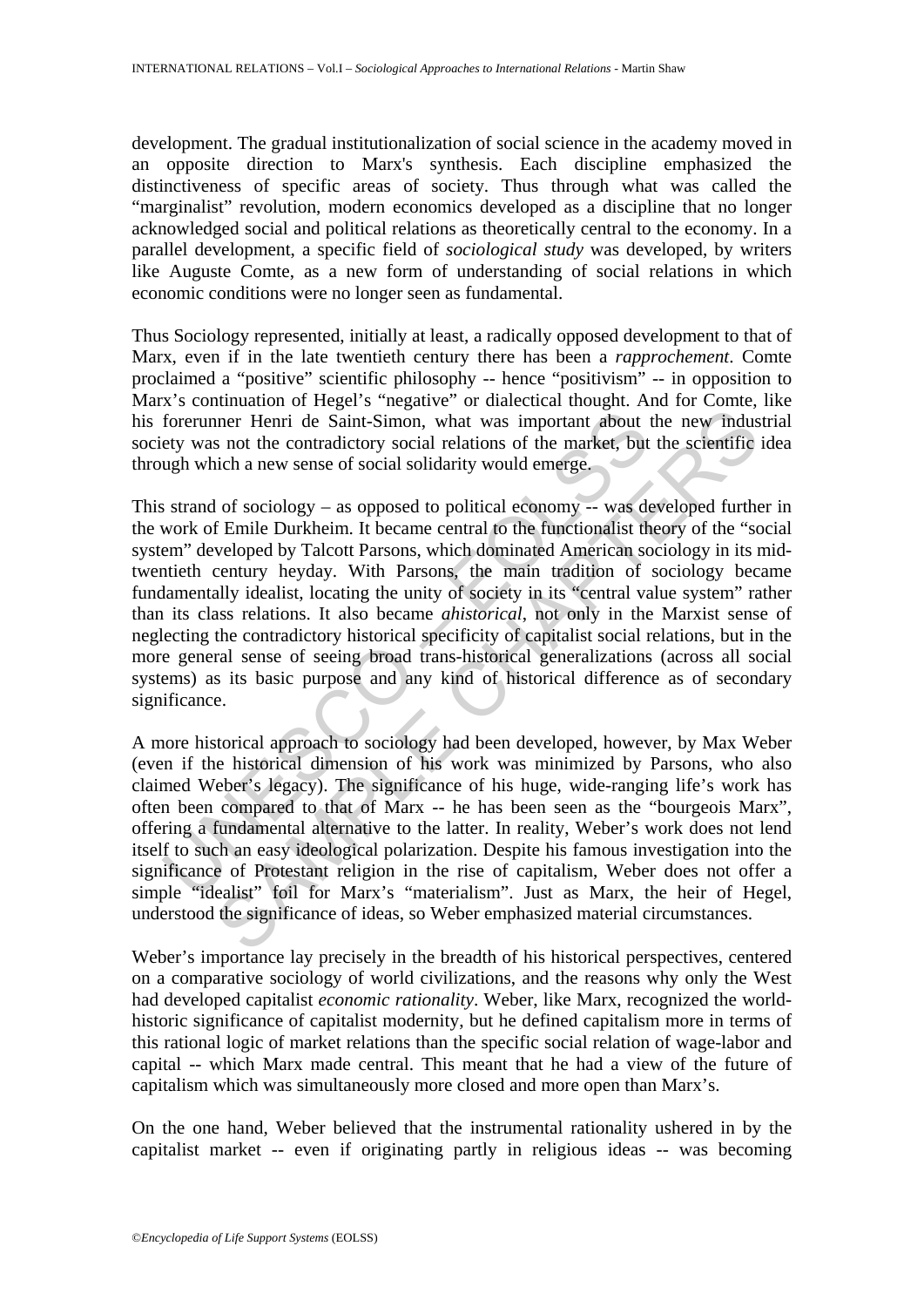development. The gradual institutionalization of social science in the academy moved in an opposite direction to Marx's synthesis. Each discipline emphasized the distinctiveness of specific areas of society. Thus through what was called the "marginalist" revolution, modern economics developed as a discipline that no longer acknowledged social and political relations as theoretically central to the economy. In a parallel development, a specific field of *sociological study* was developed, by writers like Auguste Comte, as a new form of understanding of social relations in which economic conditions were no longer seen as fundamental.

Thus Sociology represented, initially at least, a radically opposed development to that of Marx, even if in the late twentieth century there has been a *rapprochement*. Comte proclaimed a "positive" scientific philosophy -- hence "positivism" -- in opposition to Marx's continuation of Hegel's "negative" or dialectical thought. And for Comte, like his forerunner Henri de Saint-Simon, what was important about the new industrial society was not the contradictory social relations of the market, but the scientific idea through which a new sense of social solidarity would emerge.

This strand of sociology – as opposed to political economy -- was developed further in the work of Emile Durkheim. It became central to the functionalist theory of the "social system" developed by Talcott Parsons, which dominated American sociology in its mid-twentieth century heyday. With Parsons, the main tradition of sociology became fundamentally idealist, locating the unity of society in its "central value system" rather than its class relations. It also became *ahistorical*, not only in the Marxist sense of neglecting the contradictory historical specificity of capitalist social relations, but in the more general sense of seeing broad trans-historical generalizations (across all social systems) as its basic purpose and any kind of historical difference as of secondary significance.

A more historical approach to sociology had been developed, however, by Max Weber (even if the historical dimension of his work was minimized by Parsons, who also claimed Weber's legacy). The significance of his huge, wide-ranging life's work has often been compared to that of Marx -- he has been seen as the "bourgeois Marx", offering a fundamental alternative to the latter. In reality, Weber's work does not lend itself to such an easy ideological polarization. Despite his famous investigation into the significance of Protestant religion in the rise of capitalism, Weber does not offer a simple "idealist" foil for Marx's "materialism". Just as Marx, the heir of Hegel, understood the significance of ideas, so Weber emphasized material circumstances.

Weber's importance lay precisely in the breadth of his historical perspectives, centered on a comparative sociology of world civilizations, and the reasons why only the West had developed capitalist *economic rationality*. Weber, like Marx, recognized the world-historic significance of capitalist modernity, but he defined capitalism more in terms of this rational logic of market relations than the specific social relation of wage-labor and capital -- which Marx made central. This meant that he had a view of the future of capitalism which was simultaneously more closed and more open than Marx's.

On the one hand, Weber believed that the instrumental rationality ushered in by the capitalist market -- even if originating partly in religious ideas -- was becoming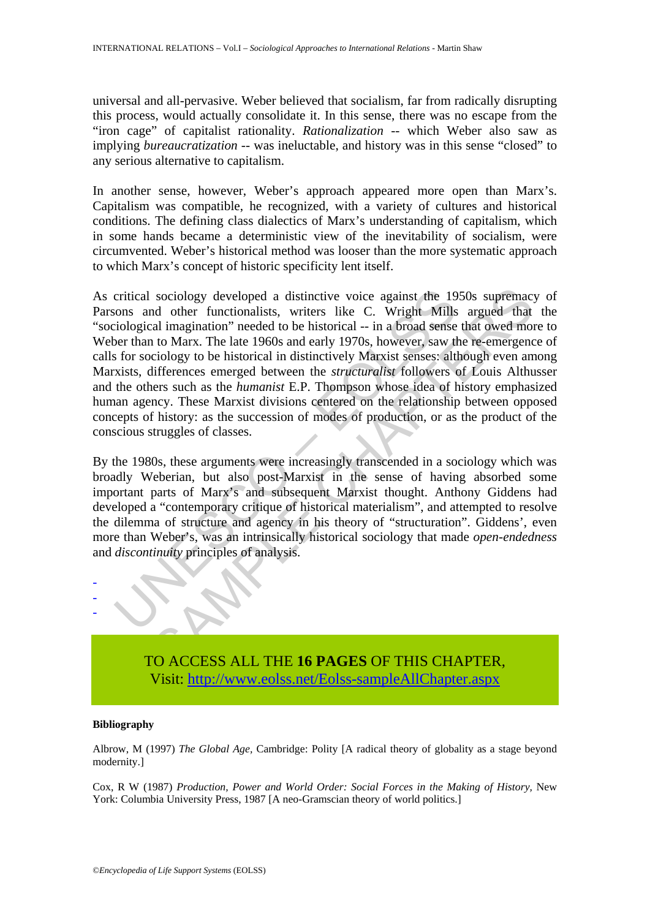universal and all-pervasive. Weber believed that socialism, far from radically disrupting this process, would actually consolidate it. In this sense, there was no escape from the "iron cage" of capitalist rationality. *Rationalization* -- which Weber also saw as implying *bureaucratization* -- was ineluctable, and history was in this sense "closed" to any serious alternative to capitalism.

In another sense, however, Weber's approach appeared more open than Marx's. Capitalism was compatible, he recognized, with a variety of cultures and historical conditions. The defining class dialectics of Marx's understanding of capitalism, which in some hands became a deterministic view of the inevitability of socialism, were circumvented. Weber's historical method was looser than the more systematic approach to which Marx's concept of historic specificity lent itself.

As critical sociology developed a distinctive voice against the 1950s supremacy of Parsons and other functionalists, writers like C. Wright Mills argued that the "sociological imagination" needed to be historical -- in a broad sense that owed more to Weber than to Marx. The late 1960s and early 1970s, however, saw the re-emergence of calls for sociology to be historical in distinctively Marxist senses: although even among Marxists, differences emerged between the *structuralist* followers of Louis Althusser and the others such as the *humanist* E.P. Thompson whose idea of history emphasized human agency. These Marxist divisions centered on the relationship between opposed concepts of history: as the succession of modes of production, or as the product of the conscious struggles of classes.

By the 1980s, these arguments were increasingly transcended in a sociology which was broadly Weberian, but also post-Marxist in the sense of having absorbed some important parts of Marx's and subsequent Marxist thought. Anthony Giddens had developed a "contemporary critique of historical materialism", and attempted to resolve the dilemma of structure and agency in his theory of "structuration". Giddens', even more than Weber's, was an intrinsically historical sociology that made *open-endedness* and *discontinuity* principles of analysis.

-
-
-

TO ACCESS ALL THE **16 PAGES** OF THIS CHAPTER,
Visit: http://www.eolss.net/Eolss-sampleAllChapter.aspx

**Bibliography**

Albrow, M (1997) *The Global Age*, Cambridge: Polity [A radical theory of globality as a stage beyond modernity.]

Cox, R W (1987) *Production, Power and World Order: Social Forces in the Making of History*, New York: Columbia University Press, 1987 [A neo-Gramscian theory of world politics.]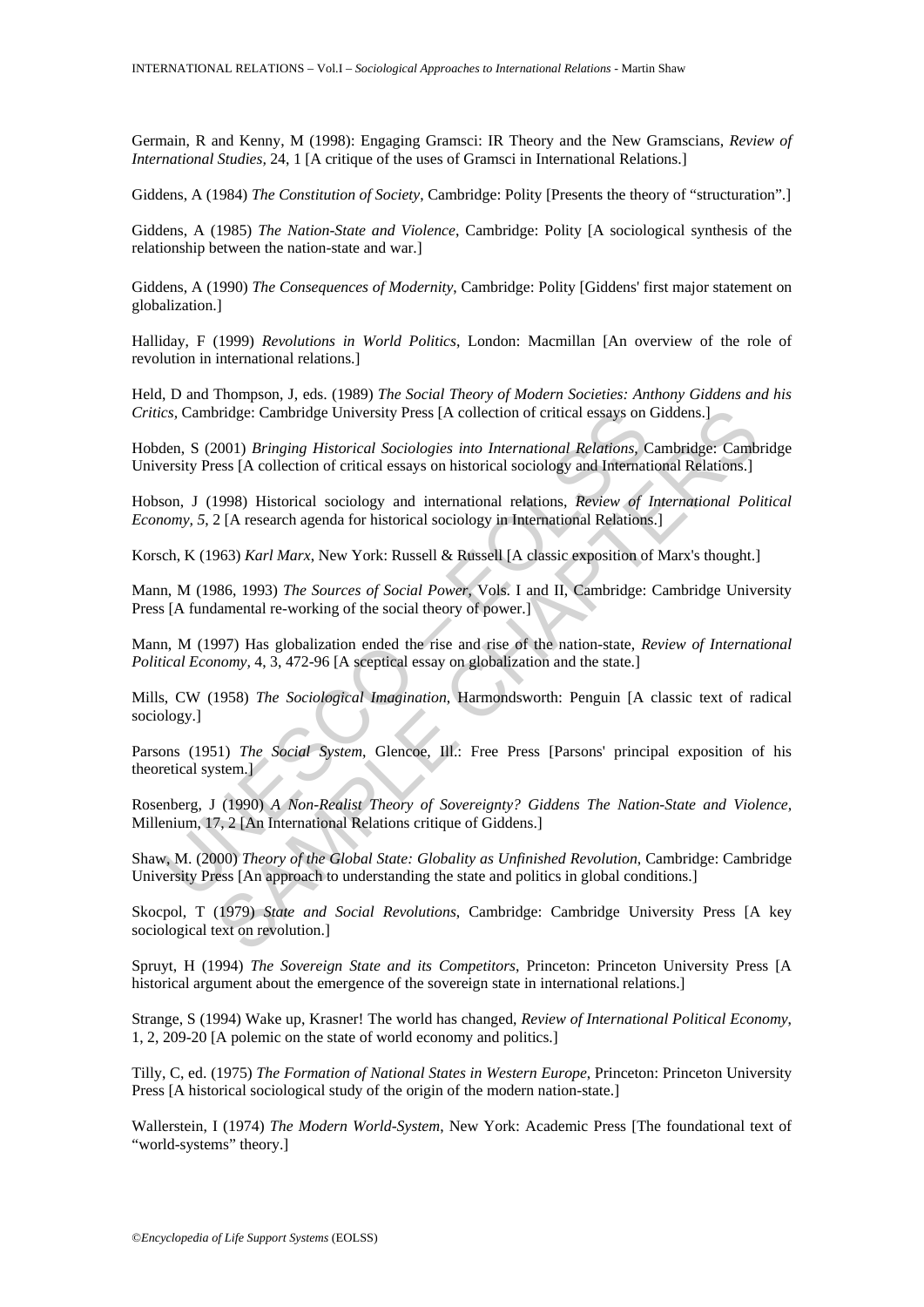Germain, R and Kenny, M (1998): Engaging Gramsci: IR Theory and the New Gramscians, *Review of International Studies,* 24, 1 [A critique of the uses of Gramsci in International Relations.]

Giddens, A (1984) *The Constitution of Society*, Cambridge: Polity [Presents the theory of "structuration".]

Giddens, A (1985) *The Nation-State and Violence*, Cambridge: Polity [A sociological synthesis of the relationship between the nation-state and war.]

Giddens, A (1990) *The Consequences of Modernity*, Cambridge: Polity [Giddens' first major statement on globalization.]

Halliday, F (1999) *Revolutions in World Politics*, London: Macmillan [An overview of the role of revolution in international relations.]

Held, D and Thompson, J, eds. (1989) *The Social Theory of Modern Societies: Anthony Giddens and his Critics*, Cambridge: Cambridge University Press [A collection of critical essays on Giddens.]

Hobden, S (2001) *Bringing Historical Sociologies into International Relations*, Cambridge: Cambridge University Press [A collection of critical essays on historical sociology and International Relations.]

Hobson, J (1998) Historical sociology and international relations, *Review of International Political Economy, 5*, 2 [A research agenda for historical sociology in International Relations.]

Korsch, K (1963) *Karl Marx*, New York: Russell & Russell [A classic exposition of Marx's thought.]

Mann, M (1986, 1993) *The Sources of Social Power*, Vols. I and II, Cambridge: Cambridge University Press [A fundamental re-working of the social theory of power.]

Mann, M (1997) Has globalization ended the rise and rise of the nation-state, *Review of International Political Economy,* 4, 3, 472-96 [A sceptical essay on globalization and the state.]

Mills, CW (1958) *The Sociological Imagination*, Harmondsworth: Penguin [A classic text of radical sociology.]

Parsons (1951) *The Social System*, Glencoe, Ill.: Free Press [Parsons' principal exposition of his theoretical system.]

Rosenberg, J (1990) *A Non-Realist Theory of Sovereignty? Giddens The Nation-State and Violence,* Millenium, 17, 2 [An International Relations critique of Giddens.]

Shaw, M. (2000) *Theory of the Global State: Globality as Unfinished Revolution*, Cambridge: Cambridge University Press [An approach to understanding the state and politics in global conditions.]

Skocpol, T (1979) *State and Social Revolutions*, Cambridge: Cambridge University Press [A key sociological text on revolution.]

Spruyt, H (1994) *The Sovereign State and its Competitors*, Princeton: Princeton University Press [A historical argument about the emergence of the sovereign state in international relations.]

Strange, S (1994) Wake up, Krasner! The world has changed, *Review of International Political Economy*, 1, 2, 209-20 [A polemic on the state of world economy and politics.]

Tilly, C, ed. (1975) *The Formation of National States in Western Europe*, Princeton: Princeton University Press [A historical sociological study of the origin of the modern nation-state.]

Wallerstein, I (1974) *The Modern World-System*, New York: Academic Press [The foundational text of "world-systems" theory.]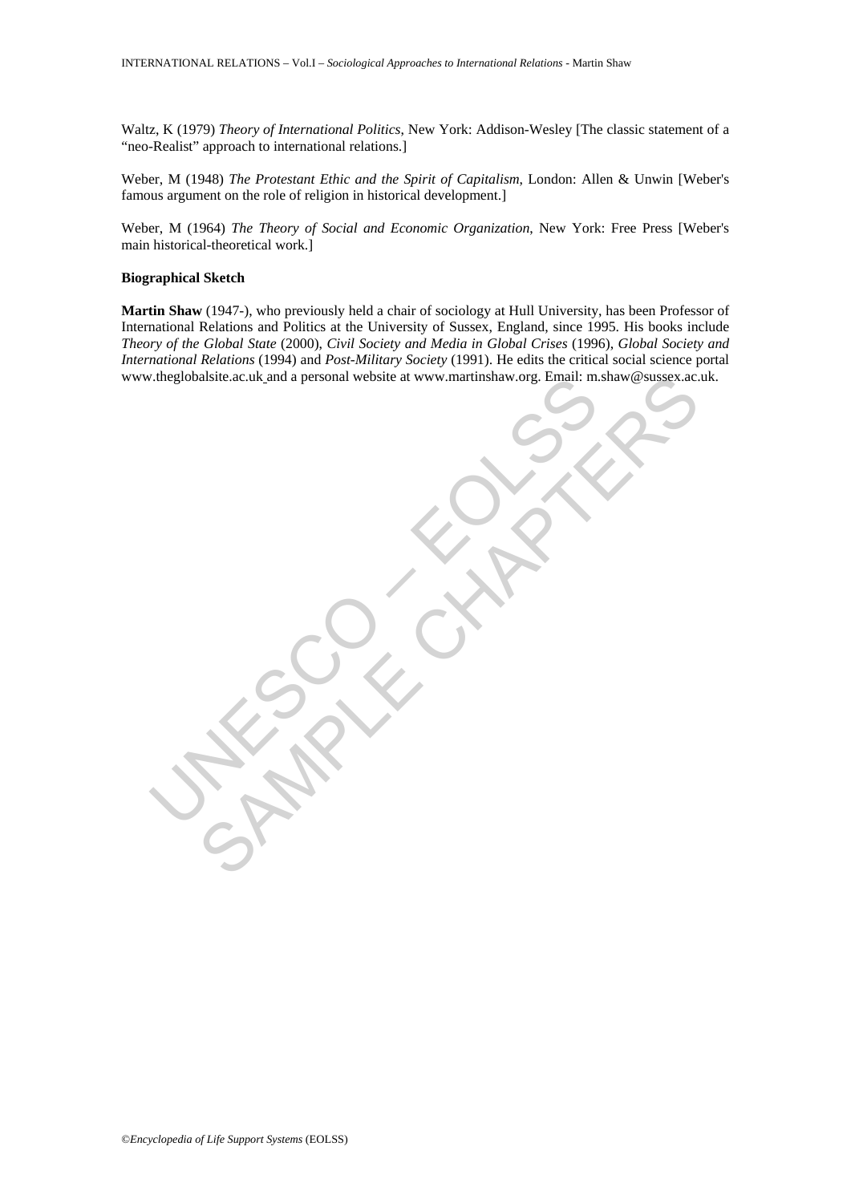Waltz, K (1979) *Theory of International Politics*, New York: Addison-Wesley [The classic statement of a "neo-Realist" approach to international relations.]

Weber, M (1948) *The Protestant Ethic and the Spirit of Capitalism*, London: Allen & Unwin [Weber's famous argument on the role of religion in historical development.]

Weber, M (1964) *The Theory of Social and Economic Organization*, New York: Free Press [Weber's main historical-theoretical work.]

**Biographical Sketch**

**Martin Shaw** (1947-), who previously held a chair of sociology at Hull University, has been Professor of International Relations and Politics at the University of Sussex, England, since 1995. His books include *Theory of the Global State* (2000), *Civil Society and Media in Global Crises* (1996), *Global Society and International Relations* (1994) and *Post-Military Society* (1991). He edits the critical social science portal www.theglobalsite.ac.uk and a personal website at www.martinshaw.org. Email: m.shaw@sussex.ac.uk.